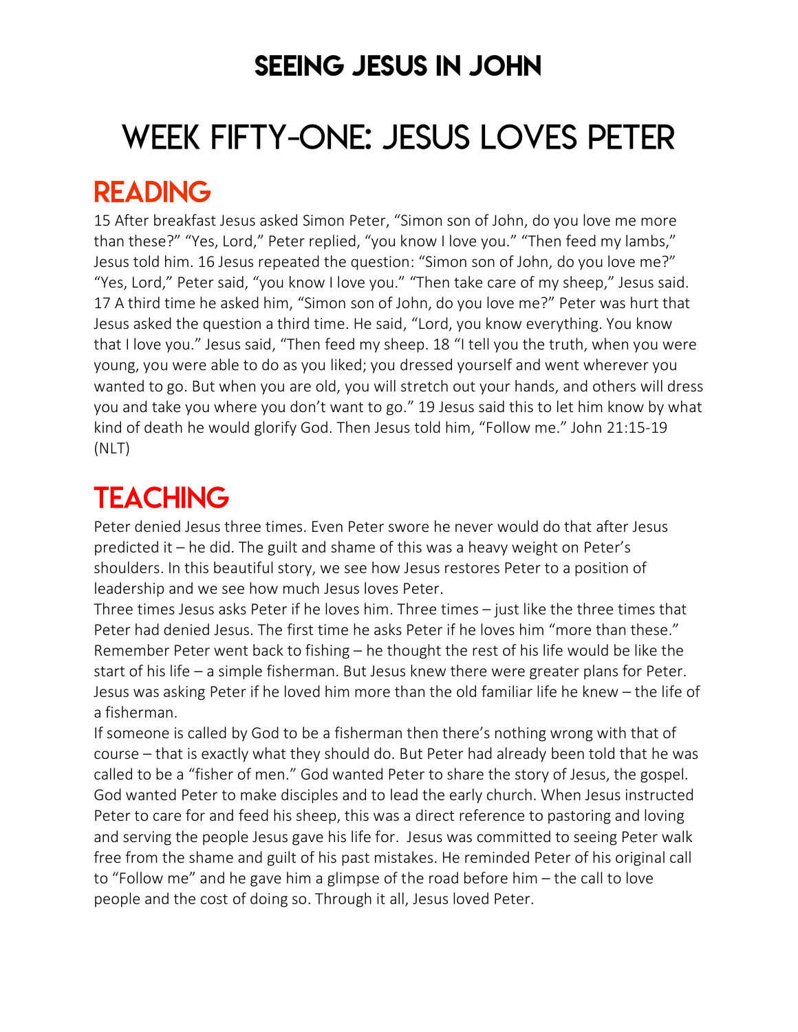# SEEING JESUS IN JOHN

# WEEK FIFTY-ONE: JESUS LOVES PETER

## READING

15 After breakfast Jesus asked Simon Peter, "Simon son of John, do you love me more than these?" "Yes, Lord," Peter replied, "you know I love you." "Then feed my lambs," Jesus told him. 16 Jesus repeated the question: "Simon son of John, do you love me?" "Yes, Lord," Peter said, "you know I love you." "Then take care of my sheep," Jesus said. 17 A third time he asked him, "Simon son of John, do you love me?" Peter was hurt that Jesus asked the question a third time. He said, "Lord, you know everything. You know that I love you." Jesus said, "Then feed my sheep. 18 "I tell you the truth, when you were young, you were able to do as you liked; you dressed yourself and went wherever you wanted to go. But when you are old, you will stretch out your hands, and others will dress you and take you where you don't want to go." 19 Jesus said this to let him know by what kind of death he would glorify God. Then Jesus told him, "Follow me." John 21:15-19 (NLT)

## TEACHING

Peter denied Jesus three times. Even Peter swore he never would do that after Jesus predicted it – he did. The guilt and shame of this was a heavy weight on Peter's shoulders. In this beautiful story, we see how Jesus restores Peter to a position of leadership and we see how much Jesus loves Peter.

Three times Jesus asks Peter if he loves him. Three times – just like the three times that Peter had denied Jesus. The first time he asks Peter if he loves him "more than these." Remember Peter went back to fishing – he thought the rest of his life would be like the start of his life – a simple fisherman. But Jesus knew there were greater plans for Peter. Jesus was asking Peter if he loved him more than the old familiar life he knew – the life of a fisherman.

If someone is called by God to be a fisherman then there's nothing wrong with that of course – that is exactly what they should do. But Peter had already been told that he was called to be a "fisher of men." God wanted Peter to share the story of Jesus, the gospel. God wanted Peter to make disciples and to lead the early church. When Jesus instructed Peter to care for and feed his sheep, this was a direct reference to pastoring and loving and serving the people Jesus gave his life for. Jesus was committed to seeing Peter walk free from the shame and guilt of his past mistakes. He reminded Peter of his original call to "Follow me" and he gave him a glimpse of the road before him – the call to love people and the cost of doing so. Through it all, Jesus loved Peter.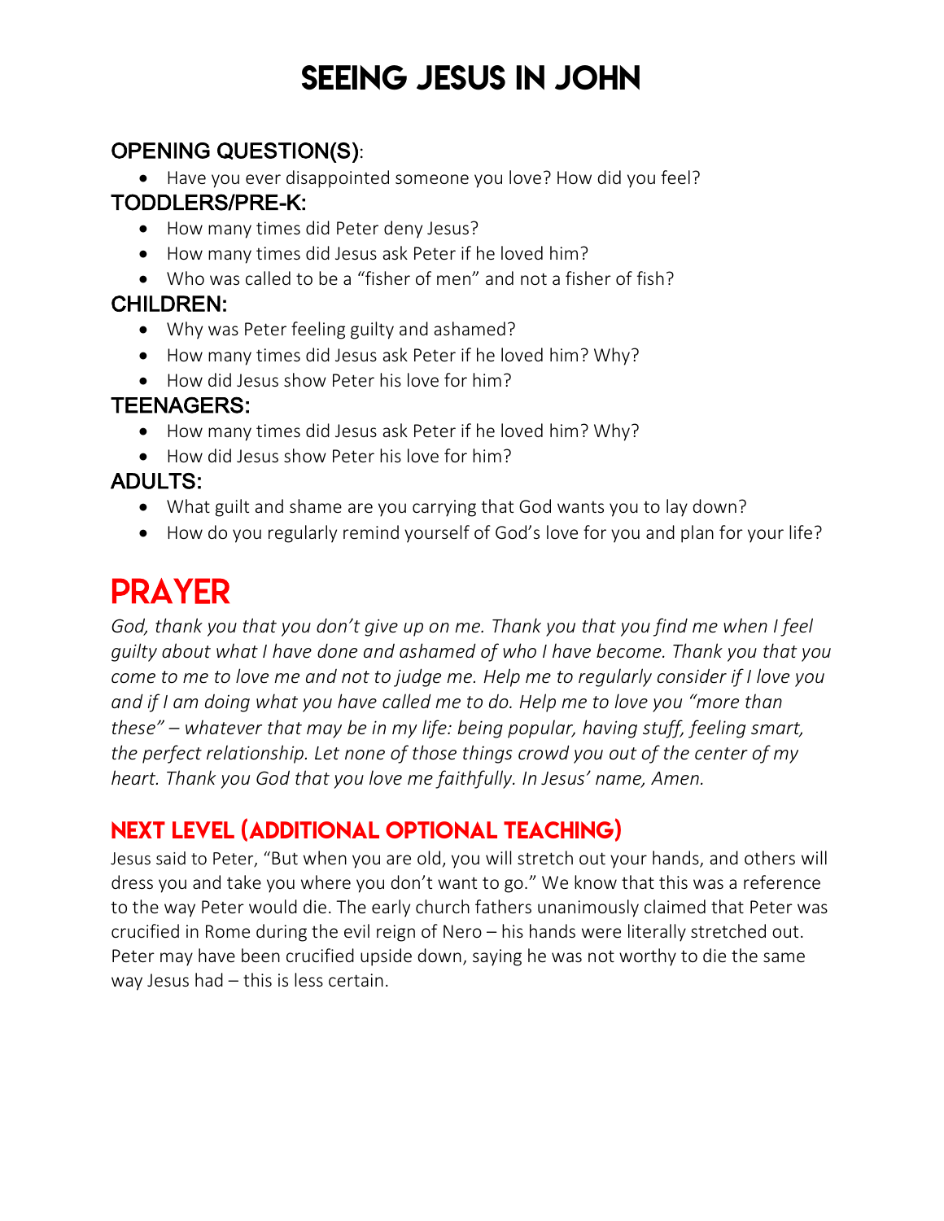# SEEING JESUS IN JOHN

## OPENING QUESTION(S):

- Have you ever disappointed someone you love? How did you feel?

## TODDLERS/PRE-K:

- How many times did Peter deny Jesus?
- How many times did Jesus ask Peter if he loved him?
- Who was called to be a "fisher of men" and not a fisher of fish?

## CHILDREN:

- Why was Peter feeling guilty and ashamed?
- How many times did Jesus ask Peter if he loved him? Why?
- How did Jesus show Peter his love for him?

## TEENAGERS:

- How many times did Jesus ask Peter if he loved him? Why?
- How did Jesus show Peter his love for him?

## ADULTS:

- What guilt and shame are you carrying that God wants you to lay down?
- How do you regularly remind yourself of God's love for you and plan for your life?

# PRAYER

*God, thank you that you don't give up on me. Thank you that you find me when I feel guilty about what I have done and ashamed of who I have become. Thank you that you come to me to love me and not to judge me. Help me to regularly consider if I love you and if I am doing what you have called me to do. Help me to love you "more than these" – whatever that may be in my life: being popular, having stuff, feeling smart, the perfect relationship. Let none of those things crowd you out of the center of my heart. Thank you God that you love me faithfully. In Jesus' name, Amen.*

## NEXT LEVEL (ADDITIONAL OPTIONAL TEACHING)

Jesus said to Peter, "But when you are old, you will stretch out your hands, and others will dress you and take you where you don't want to go." We know that this was a reference to the way Peter would die. The early church fathers unanimously claimed that Peter was crucified in Rome during the evil reign of Nero – his hands were literally stretched out. Peter may have been crucified upside down, saying he was not worthy to die the same way Jesus had – this is less certain.